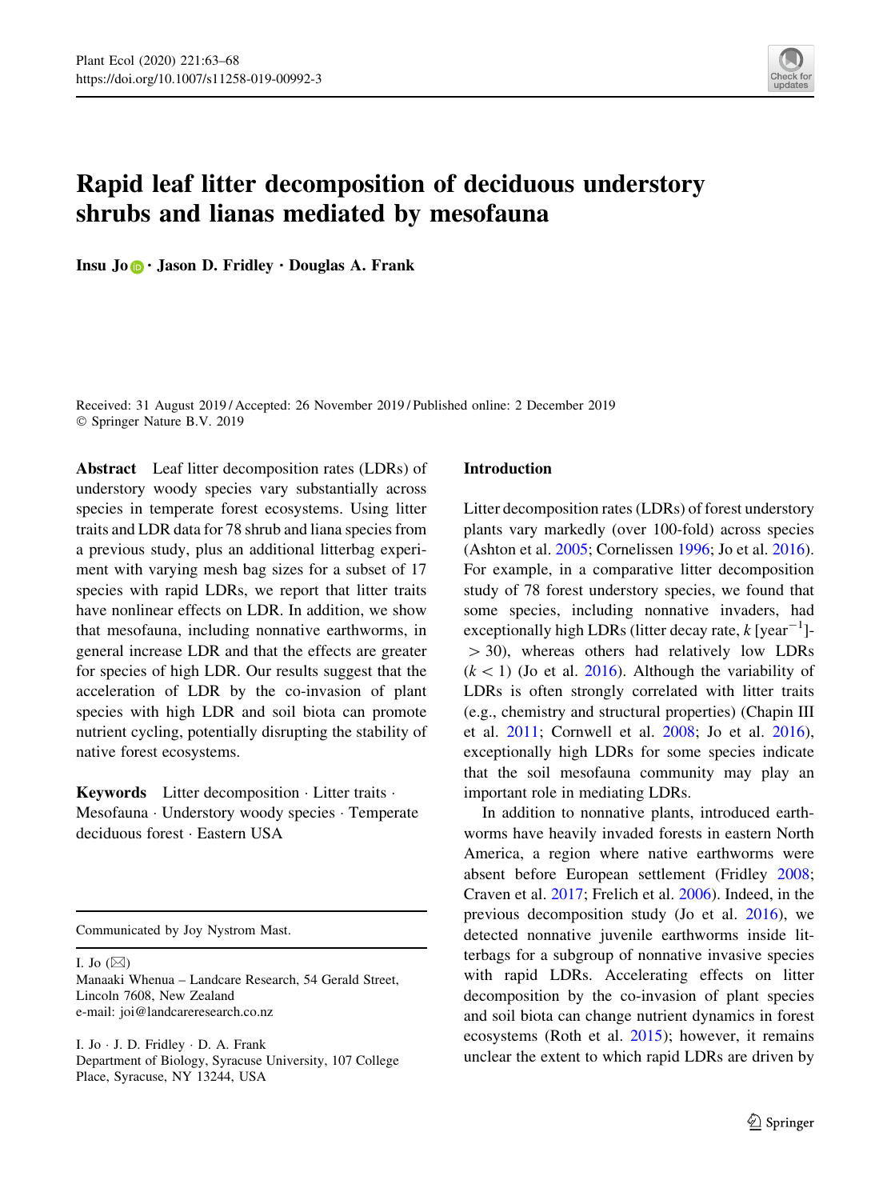# Rapid leaf litter decomposition of deciduous understory shrubs and lianas mediated by mesofauna

**Insu Jo · Jason D. Fridley · Douglas A. Frank**

Received: 31 August 2019 / Accepted: 26 November 2019 / Published online: 2 December 2019
© Springer Nature B.V. 2019

**Abstract** Leaf litter decomposition rates (LDRs) of understory woody species vary substantially across species in temperate forest ecosystems. Using litter traits and LDR data for 78 shrub and liana species from a previous study, plus an additional litterbag experiment with varying mesh bag sizes for a subset of 17 species with rapid LDRs, we report that litter traits have nonlinear effects on LDR. In addition, we show that mesofauna, including nonnative earthworms, in general increase LDR and that the effects are greater for species of high LDR. Our results suggest that the acceleration of LDR by the co-invasion of plant species with high LDR and soil biota can promote nutrient cycling, potentially disrupting the stability of native forest ecosystems.

**Keywords** Litter decomposition · Litter traits · Mesofauna · Understory woody species · Temperate deciduous forest · Eastern USA

Communicated by Joy Nystrom Mast.

I. Jo (✉)
Manaaki Whenua – Landcare Research, 54 Gerald Street, Lincoln 7608, New Zealand
e-mail: joi@landcareresearch.co.nz

I. Jo · J. D. Fridley · D. A. Frank
Department of Biology, Syracuse University, 107 College Place, Syracuse, NY 13244, USA

## Introduction

Litter decomposition rates (LDRs) of forest understory plants vary markedly (over 100-fold) across species (Ashton et al. 2005; Cornelissen 1996; Jo et al. 2016). For example, in a comparative litter decomposition study of 78 forest understory species, we found that some species, including nonnative invaders, had exceptionally high LDRs (litter decay rate, $k$ [year$^{-1}$] $> 30$), whereas others had relatively low LDRs ($k < 1$) (Jo et al. 2016). Although the variability of LDRs is often strongly correlated with litter traits (e.g., chemistry and structural properties) (Chapin III et al. 2011; Cornwell et al. 2008; Jo et al. 2016), exceptionally high LDRs for some species indicate that the soil mesofauna community may play an important role in mediating LDRs.

In addition to nonnative plants, introduced earthworms have heavily invaded forests in eastern North America, a region where native earthworms were absent before European settlement (Fridley 2008; Craven et al. 2017; Frelich et al. 2006). Indeed, in the previous decomposition study (Jo et al. 2016), we detected nonnative juvenile earthworms inside litterbags for a subgroup of nonnative invasive species with rapid LDRs. Accelerating effects on litter decomposition by the co-invasion of plant species and soil biota can change nutrient dynamics in forest ecosystems (Roth et al. 2015); however, it remains unclear the extent to which rapid LDRs are driven by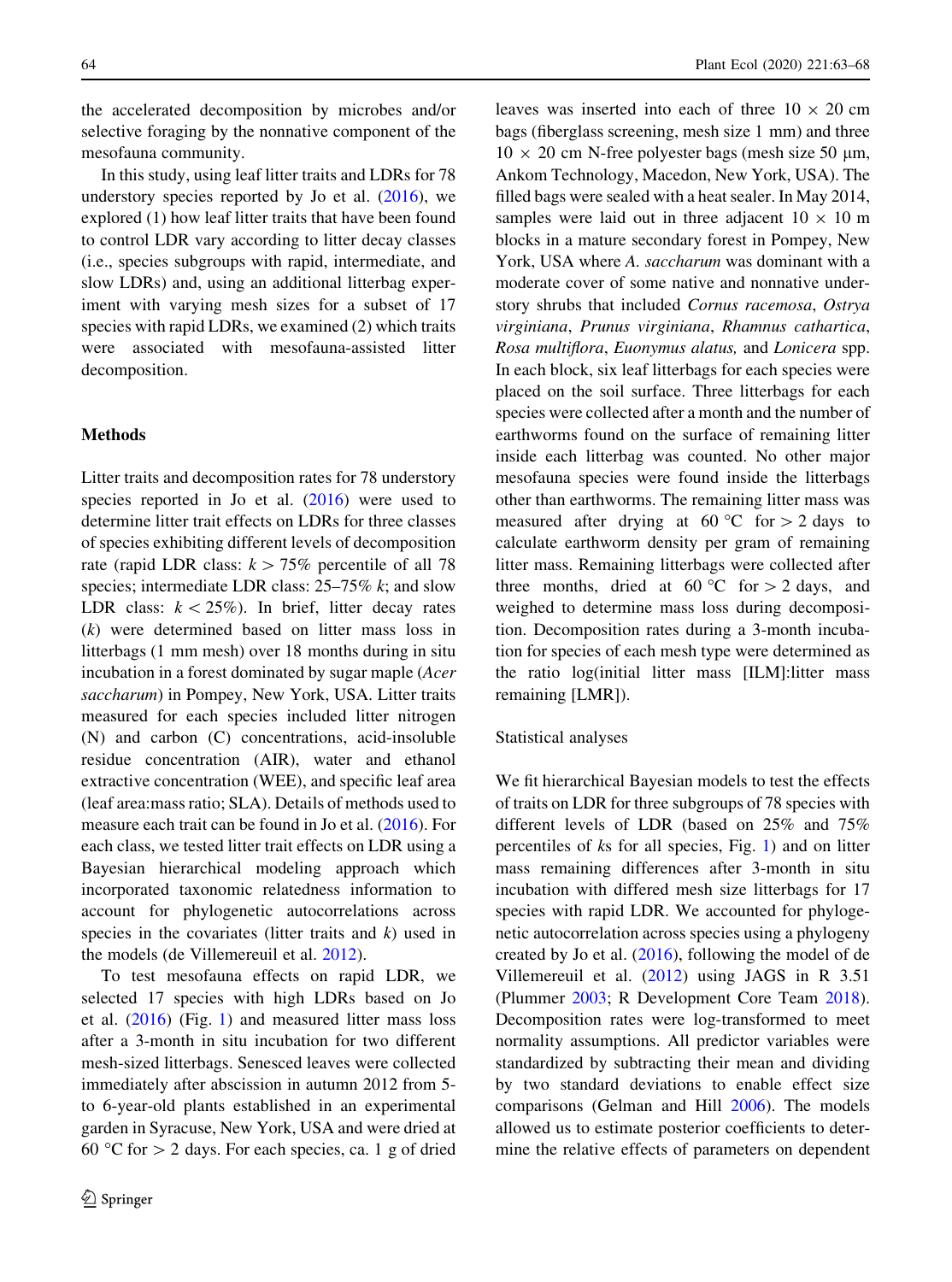the accelerated decomposition by microbes and/or selective foraging by the nonnative component of the mesofauna community.

In this study, using leaf litter traits and LDRs for 78 understory species reported by Jo et al. (2016), we explored (1) how leaf litter traits that have been found to control LDR vary according to litter decay classes (i.e., species subgroups with rapid, intermediate, and slow LDRs) and, using an additional litterbag experiment with varying mesh sizes for a subset of 17 species with rapid LDRs, we examined (2) which traits were associated with mesofauna-assisted litter decomposition.

## Methods

Litter traits and decomposition rates for 78 understory species reported in Jo et al. (2016) were used to determine litter trait effects on LDRs for three classes of species exhibiting different levels of decomposition rate (rapid LDR class: $k > 75\%$ percentile of all 78 species; intermediate LDR class: 25–75% $k$; and slow LDR class: $k < 25\%$). In brief, litter decay rates ($k$) were determined based on litter mass loss in litterbags (1 mm mesh) over 18 months during in situ incubation in a forest dominated by sugar maple (*Acer saccharum*) in Pompey, New York, USA. Litter traits measured for each species included litter nitrogen (N) and carbon (C) concentrations, acid-insoluble residue concentration (AIR), water and ethanol extractive concentration (WEE), and specific leaf area (leaf area:mass ratio; SLA). Details of methods used to measure each trait can be found in Jo et al. (2016). For each class, we tested litter trait effects on LDR using a Bayesian hierarchical modeling approach which incorporated taxonomic relatedness information to account for phylogenetic autocorrelations across species in the covariates (litter traits and $k$) used in the models (de Villemereuil et al. 2012).

To test mesofauna effects on rapid LDR, we selected 17 species with high LDRs based on Jo et al. (2016) (Fig. 1) and measured litter mass loss after a 3-month in situ incubation for two different mesh-sized litterbags. Senesced leaves were collected immediately after abscission in autumn 2012 from 5- to 6-year-old plants established in an experimental garden in Syracuse, New York, USA and were dried at 60 °C for > 2 days. For each species, ca. 1 g of dried leaves was inserted into each of three 10 × 20 cm bags (fiberglass screening, mesh size 1 mm) and three 10 × 20 cm N-free polyester bags (mesh size 50 µm, Ankom Technology, Macedon, New York, USA). The filled bags were sealed with a heat sealer. In May 2014, samples were laid out in three adjacent 10 × 10 m blocks in a mature secondary forest in Pompey, New York, USA where *A. saccharum* was dominant with a moderate cover of some native and nonnative understory shrubs that included *Cornus racemosa*, *Ostrya virginiana*, *Prunus virginiana*, *Rhamnus cathartica*, *Rosa multiflora*, *Euonymus alatus,* and *Lonicera* spp. In each block, six leaf litterbags for each species were placed on the soil surface. Three litterbags for each species were collected after a month and the number of earthworms found on the surface of remaining litter inside each litterbag was counted. No other major mesofauna species were found inside the litterbags other than earthworms. The remaining litter mass was measured after drying at 60 °C for > 2 days to calculate earthworm density per gram of remaining litter mass. Remaining litterbags were collected after three months, dried at 60 °C for > 2 days, and weighed to determine mass loss during decomposition. Decomposition rates during a 3-month incubation for species of each mesh type were determined as the ratio log(initial litter mass [ILM]:litter mass remaining [LMR]).

### Statistical analyses

We fit hierarchical Bayesian models to test the effects of traits on LDR for three subgroups of 78 species with different levels of LDR (based on 25% and 75% percentiles of $k$s for all species, Fig. 1) and on litter mass remaining differences after 3-month in situ incubation with differed mesh size litterbags for 17 species with rapid LDR. We accounted for phylogenetic autocorrelation across species using a phylogeny created by Jo et al. (2016), following the model of de Villemereuil et al. (2012) using JAGS in R 3.51 (Plummer 2003; R Development Core Team 2018). Decomposition rates were log-transformed to meet normality assumptions. All predictor variables were standardized by subtracting their mean and dividing by two standard deviations to enable effect size comparisons (Gelman and Hill 2006). The models allowed us to estimate posterior coefficients to determine the relative effects of parameters on dependent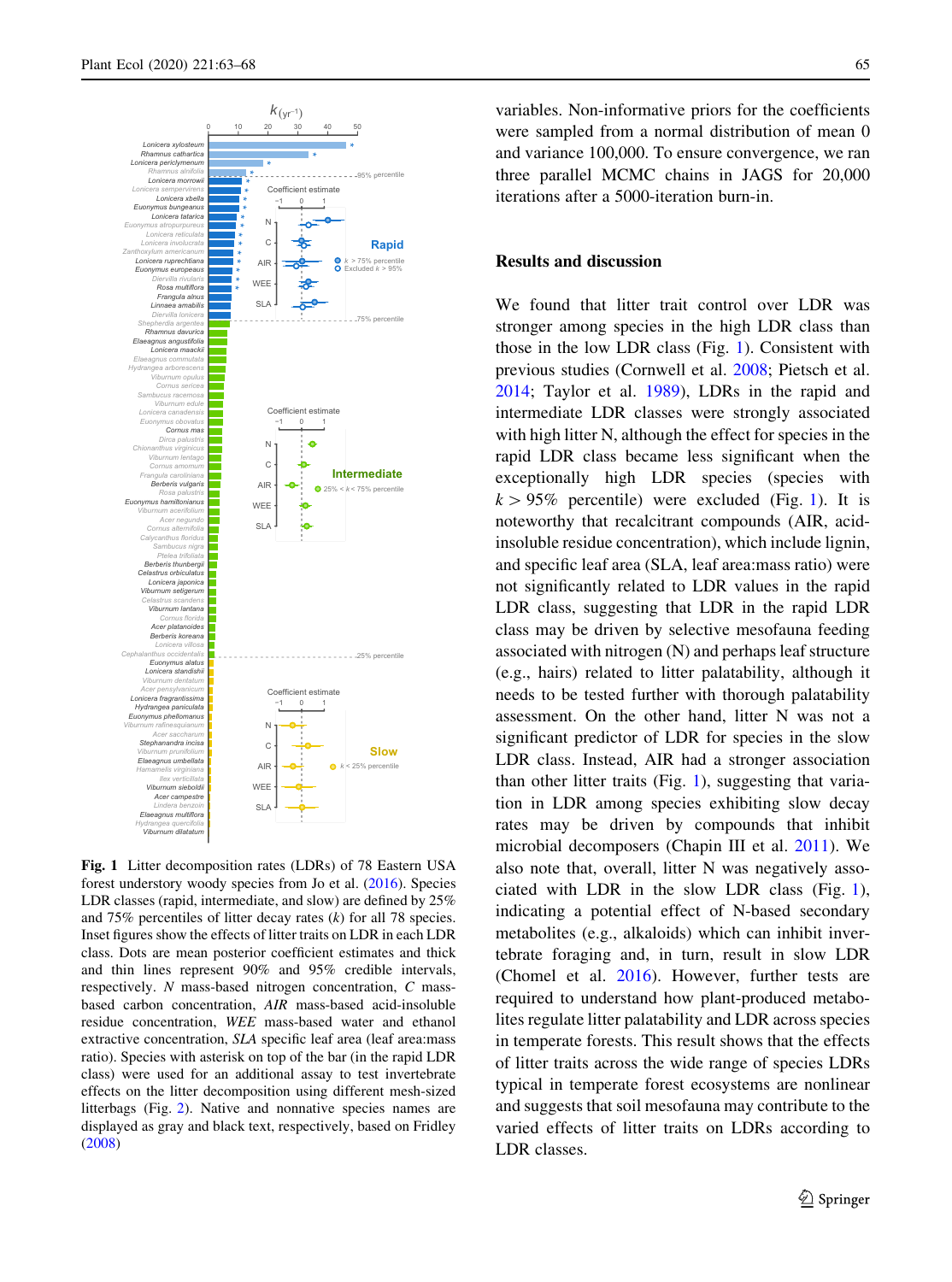variables. Non-informative priors for the coefficients were sampled from a normal distribution of mean 0 and variance 100,000. To ensure convergence, we ran three parallel MCMC chains in JAGS for 20,000 iterations after a 5000-iteration burn-in.

**Fig. 1** Litter decomposition rates (LDRs) of 78 Eastern USA forest understory woody species from Jo et al. (2016). Species LDR classes (rapid, intermediate, and slow) are defined by 25% and 75% percentiles of litter decay rates ($k$) for all 78 species. Inset figures show the effects of litter traits on LDR in each LDR class. Dots are mean posterior coefficient estimates and thick and thin lines represent 90% and 95% credible intervals, respectively. *N* mass-based nitrogen concentration, *C* mass-based carbon concentration, *AIR* mass-based acid-insoluble residue concentration, *WEE* mass-based water and ethanol extractive concentration, *SLA* specific leaf area (leaf area:mass ratio). Species with asterisk on top of the bar (in the rapid LDR class) were used for an additional assay to test invertebrate effects on the litter decomposition using different mesh-sized litterbags (Fig. 2). Native and nonnative species names are displayed as gray and black text, respectively, based on Fridley (2008)

## Results and discussion

We found that litter trait control over LDR was stronger among species in the high LDR class than those in the low LDR class (Fig. 1). Consistent with previous studies (Cornwell et al. 2008; Pietsch et al. 2014; Taylor et al. 1989), LDRs in the rapid and intermediate LDR classes were strongly associated with high litter N, although the effect for species in the rapid LDR class became less significant when the exceptionally high LDR species (species with $k > 95\%$ percentile) were excluded (Fig. 1). It is noteworthy that recalcitrant compounds (AIR, acid-insoluble residue concentration), which include lignin, and specific leaf area (SLA, leaf area:mass ratio) were not significantly related to LDR values in the rapid LDR class, suggesting that LDR in the rapid LDR class may be driven by selective mesofauna feeding associated with nitrogen (N) and perhaps leaf structure (e.g., hairs) related to litter palatability, although it needs to be tested further with thorough palatability assessment. On the other hand, litter N was not a significant predictor of LDR for species in the slow LDR class. Instead, AIR had a stronger association than other litter traits (Fig. 1), suggesting that variation in LDR among species exhibiting slow decay rates may be driven by compounds that inhibit microbial decomposers (Chapin III et al. 2011). We also note that, overall, litter N was negatively associated with LDR in the slow LDR class (Fig. 1), indicating a potential effect of N-based secondary metabolites (e.g., alkaloids) which can inhibit invertebrate foraging and, in turn, result in slow LDR (Chomel et al. 2016). However, further tests are required to understand how plant-produced metabolites regulate litter palatability and LDR across species in temperate forests. This result shows that the effects of litter traits across the wide range of species LDRs typical in temperate forest ecosystems are nonlinear and suggests that soil mesofauna may contribute to the varied effects of litter traits on LDRs according to LDR classes.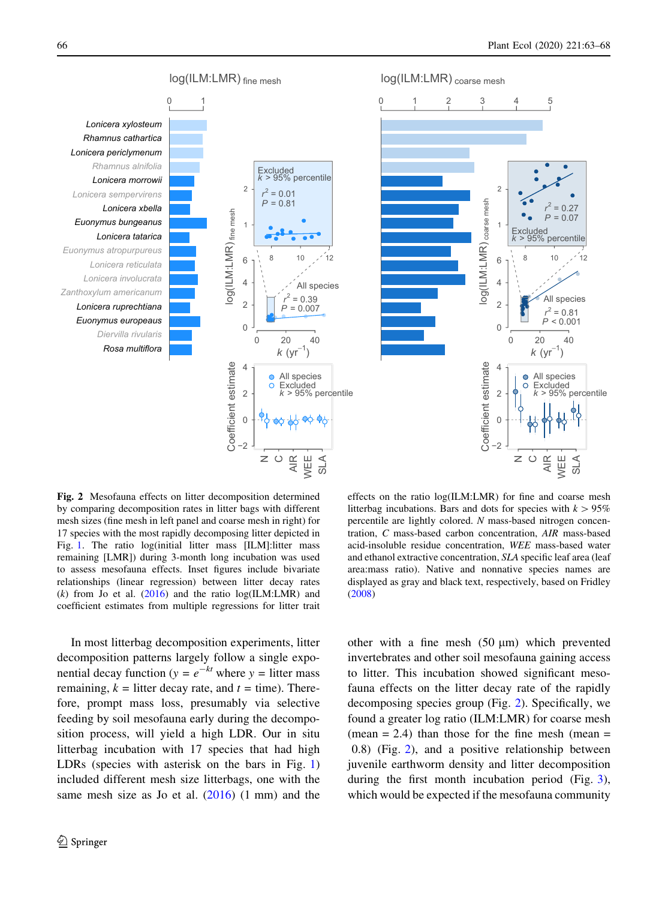**Fig. 2** Mesofauna effects on litter decomposition determined by comparing decomposition rates in litter bags with different mesh sizes (fine mesh in left panel and coarse mesh in right) for 17 species with the most rapidly decomposing litter depicted in Fig. 1. The ratio log(initial litter mass [ILM]:litter mass remaining [LMR]) during 3-month long incubation was used to assess mesofauna effects. Inset figures include bivariate relationships (linear regression) between litter decay rates ($k$) from Jo et al. (2016) and the ratio log(ILM:LMR) and coefficient estimates from multiple regressions for litter trait effects on the ratio log(ILM:LMR) for fine and coarse mesh litterbag incubations. Bars and dots for species with $k > 95\%$ percentile are lightly colored. $N$ mass-based nitrogen concentration, $C$ mass-based carbon concentration, $AIR$ mass-based acid-insoluble residue concentration, $WEE$ mass-based water and ethanol extractive concentration, $SLA$ specific leaf area (leaf area:mass ratio). Native and nonnative species names are displayed as gray and black text, respectively, based on Fridley (2008)

In most litterbag decomposition experiments, litter decomposition patterns largely follow a single exponential decay function ($y = e^{-kt}$ where $y$ = litter mass remaining, $k$ = litter decay rate, and $t$ = time). Therefore, prompt mass loss, presumably via selective feeding by soil mesofauna early during the decomposition process, will yield a high LDR. Our in situ litterbag incubation with 17 species that had high LDRs (species with asterisk on the bars in Fig. 1) included different mesh size litterbags, one with the same mesh size as Jo et al. (2016) (1 mm) and the other with a fine mesh (50 μm) which prevented invertebrates and other soil mesofauna gaining access to litter. This incubation showed significant mesofauna effects on the litter decay rate of the rapidly decomposing species group (Fig. 2). Specifically, we found a greater log ratio (ILM:LMR) for coarse mesh (mean = 2.4) than those for the fine mesh (mean = 0.8) (Fig. 2), and a positive relationship between juvenile earthworm density and litter decomposition during the first month incubation period (Fig. 3), which would be expected if the mesofauna community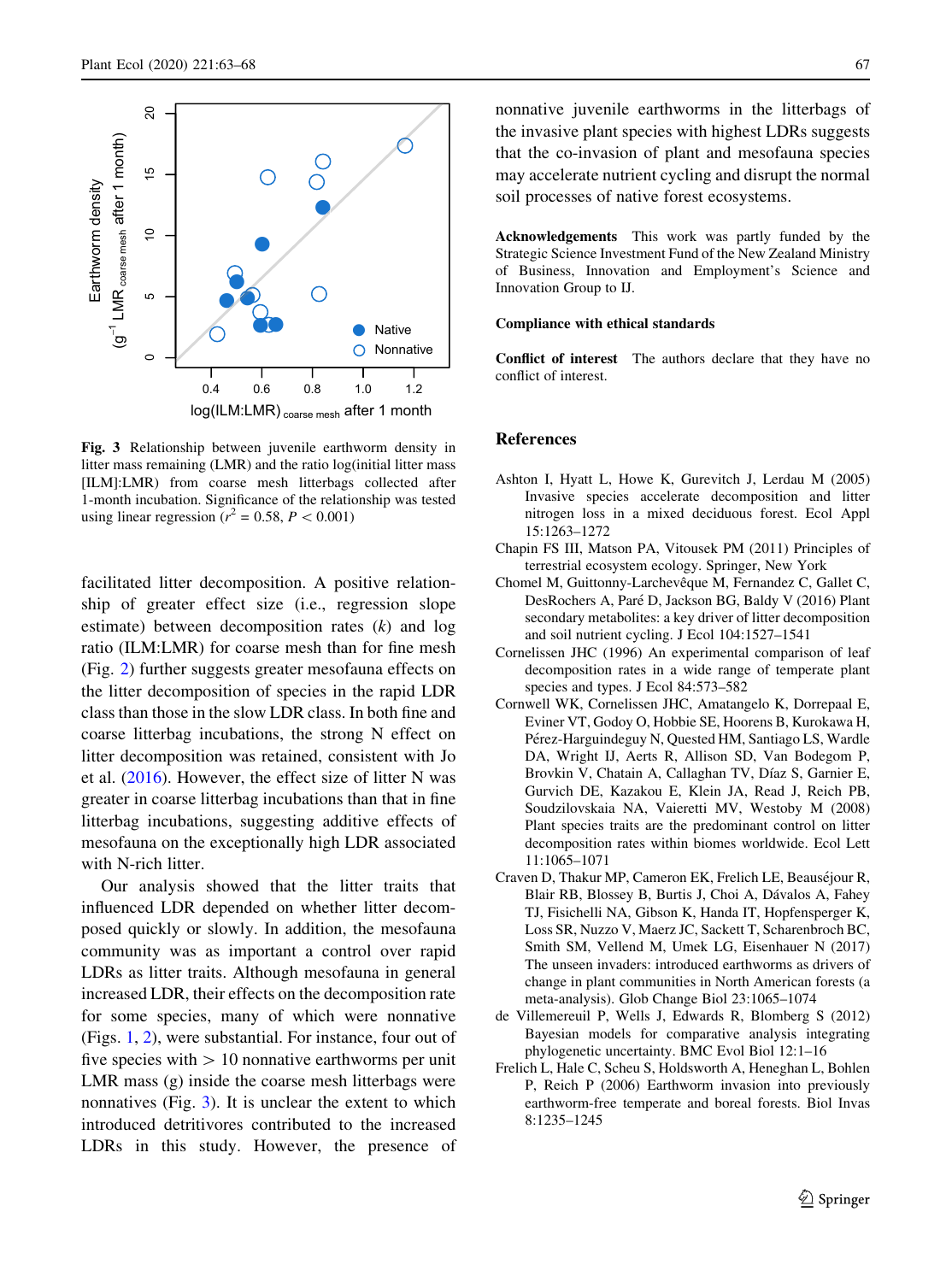Fig. 3 Relationship between juvenile earthworm density in litter mass remaining (LMR) and the ratio log(initial litter mass [ILM]:LMR) from coarse mesh litterbags collected after 1-month incubation. Significance of the relationship was tested using linear regression ($r^2 = 0.58$, $P < 0.001$)

facilitated litter decomposition. A positive relationship of greater effect size (i.e., regression slope estimate) between decomposition rates ($k$) and log ratio (ILM:LMR) for coarse mesh than for fine mesh (Fig. 2) further suggests greater mesofauna effects on the litter decomposition of species in the rapid LDR class than those in the slow LDR class. In both fine and coarse litterbag incubations, the strong N effect on litter decomposition was retained, consistent with Jo et al. (2016). However, the effect size of litter N was greater in coarse litterbag incubations than that in fine litterbag incubations, suggesting additive effects of mesofauna on the exceptionally high LDR associated with N-rich litter.

Our analysis showed that the litter traits that influenced LDR depended on whether litter decomposed quickly or slowly. In addition, the mesofauna community was as important a control over rapid LDRs as litter traits. Although mesofauna in general increased LDR, their effects on the decomposition rate for some species, many of which were nonnative (Figs. 1, 2), were substantial. For instance, four out of five species with > 10 nonnative earthworms per unit LMR mass (g) inside the coarse mesh litterbags were nonnatives (Fig. 3). It is unclear the extent to which introduced detritivores contributed to the increased LDRs in this study. However, the presence of nonnative juvenile earthworms in the litterbags of the invasive plant species with highest LDRs suggests that the co-invasion of plant and mesofauna species may accelerate nutrient cycling and disrupt the normal soil processes of native forest ecosystems.

**Acknowledgements** This work was partly funded by the Strategic Science Investment Fund of the New Zealand Ministry of Business, Innovation and Employment's Science and Innovation Group to IJ.

**Compliance with ethical standards**

**Conflict of interest** The authors declare that they have no conflict of interest.

## References

Ashton I, Hyatt L, Howe K, Gurevitch J, Lerdau M (2005) Invasive species accelerate decomposition and litter nitrogen loss in a mixed deciduous forest. Ecol Appl 15:1263–1272

Chapin FS III, Matson PA, Vitousek PM (2011) Principles of terrestrial ecosystem ecology. Springer, New York

Chomel M, Guittonny-Larchevêque M, Fernandez C, Gallet C, DesRochers A, Paré D, Jackson BG, Baldy V (2016) Plant secondary metabolites: a key driver of litter decomposition and soil nutrient cycling. J Ecol 104:1527–1541

Cornelissen JHC (1996) An experimental comparison of leaf decomposition rates in a wide range of temperate plant species and types. J Ecol 84:573–582

Cornwell WK, Cornelissen JHC, Amatangelo K, Dorrepaal E, Eviner VT, Godoy O, Hobbie SE, Hoorens B, Kurokawa H, Pérez-Harguindeguy N, Quested HM, Santiago LS, Wardle DA, Wright IJ, Aerts R, Allison SD, Van Bodegom P, Brovkin V, Chatain A, Callaghan TV, Díaz S, Garnier E, Gurvich DE, Kazakou E, Klein JA, Read J, Reich PB, Soudzilovskaia NA, Vaieretti MV, Westoby M (2008) Plant species traits are the predominant control on litter decomposition rates within biomes worldwide. Ecol Lett 11:1065–1071

Craven D, Thakur MP, Cameron EK, Frelich LE, Beauséjour R, Blair RB, Blossey B, Burtis J, Choi A, Dávalos A, Fahey TJ, Fisichelli NA, Gibson K, Handa IT, Hopfensperger K, Loss SR, Nuzzo V, Maerz JC, Sackett T, Scharenbroch BC, Smith SM, Vellend M, Umek LG, Eisenhauer N (2017) The unseen invaders: introduced earthworms as drivers of change in plant communities in North American forests (a meta-analysis). Glob Change Biol 23:1065–1074

de Villemereuil P, Wells J, Edwards R, Blomberg S (2012) Bayesian models for comparative analysis integrating phylogenetic uncertainty. BMC Evol Biol 12:1–16

Frelich L, Hale C, Scheu S, Holdsworth A, Heneghan L, Bohlen P, Reich P (2006) Earthworm invasion into previously earthworm-free temperate and boreal forests. Biol Invas 8:1235–1245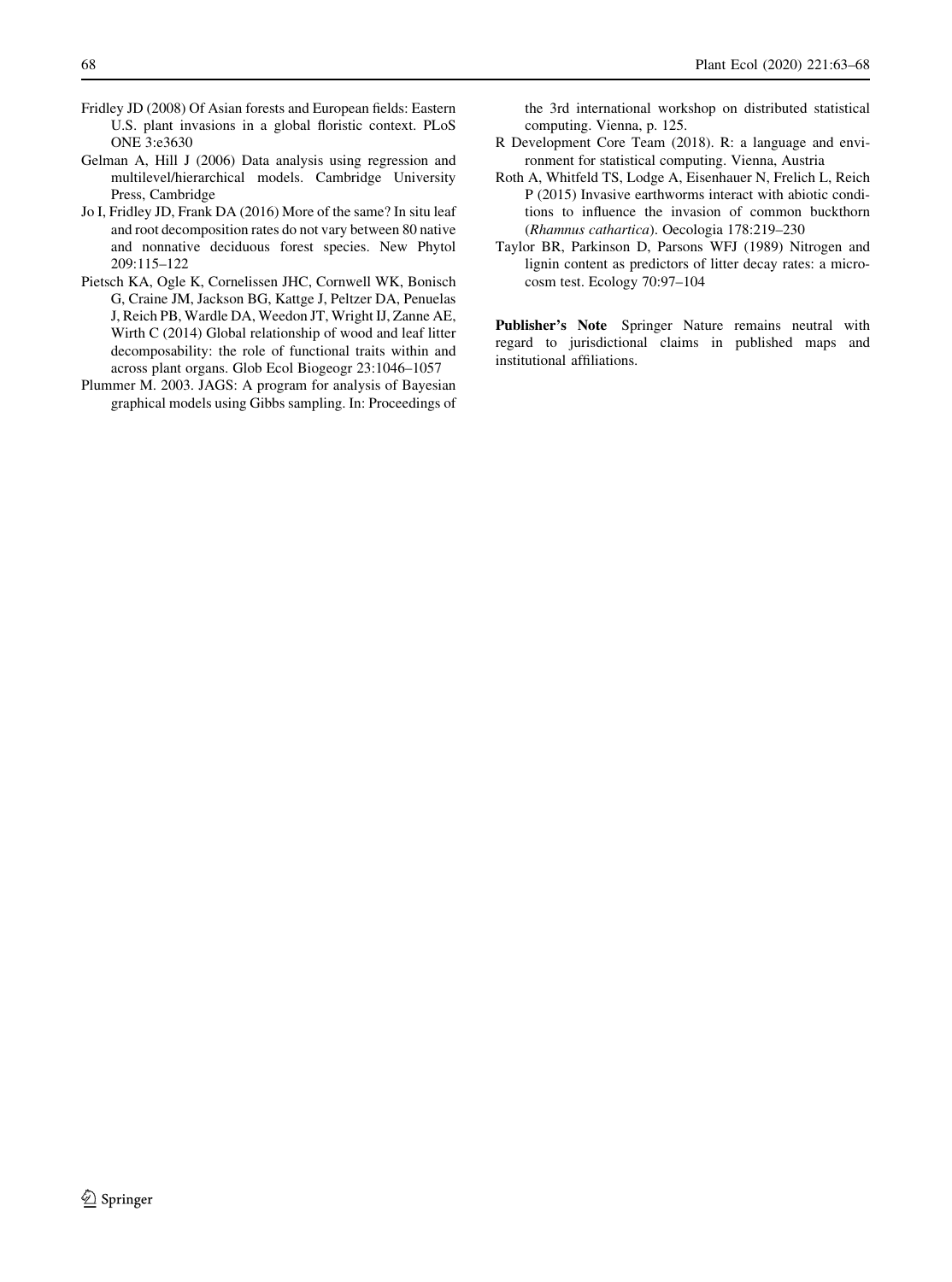Fridley JD (2008) Of Asian forests and European fields: Eastern U.S. plant invasions in a global floristic context. PLoS ONE 3:e3630

Gelman A, Hill J (2006) Data analysis using regression and multilevel/hierarchical models. Cambridge University Press, Cambridge

Jo I, Fridley JD, Frank DA (2016) More of the same? In situ leaf and root decomposition rates do not vary between 80 native and nonnative deciduous forest species. New Phytol 209:115–122

Pietsch KA, Ogle K, Cornelissen JHC, Cornwell WK, Bonisch G, Craine JM, Jackson BG, Kattge J, Peltzer DA, Penuelas J, Reich PB, Wardle DA, Weedon JT, Wright IJ, Zanne AE, Wirth C (2014) Global relationship of wood and leaf litter decomposability: the role of functional traits within and across plant organs. Glob Ecol Biogeogr 23:1046–1057

Plummer M. 2003. JAGS: A program for analysis of Bayesian graphical models using Gibbs sampling. In: Proceedings of the 3rd international workshop on distributed statistical computing. Vienna, p. 125.

R Development Core Team (2018). R: a language and environment for statistical computing. Vienna, Austria

Roth A, Whitfeld TS, Lodge A, Eisenhauer N, Frelich L, Reich P (2015) Invasive earthworms interact with abiotic conditions to influence the invasion of common buckthorn (*Rhamnus cathartica*). Oecologia 178:219–230

Taylor BR, Parkinson D, Parsons WFJ (1989) Nitrogen and lignin content as predictors of litter decay rates: a microcosm test. Ecology 70:97–104

**Publisher's Note** Springer Nature remains neutral with regard to jurisdictional claims in published maps and institutional affiliations.